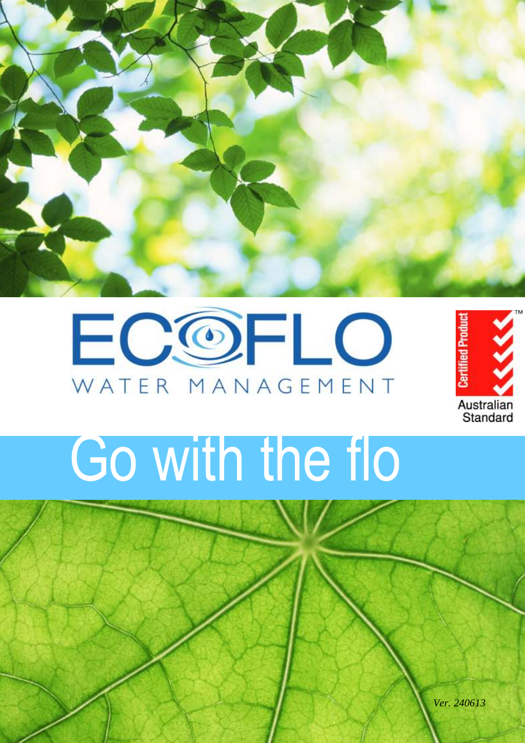# ECOFLO

WATER MANAGEMENT

Certified Product

Australian Standard

## Go with the flo

*Ver. 240613*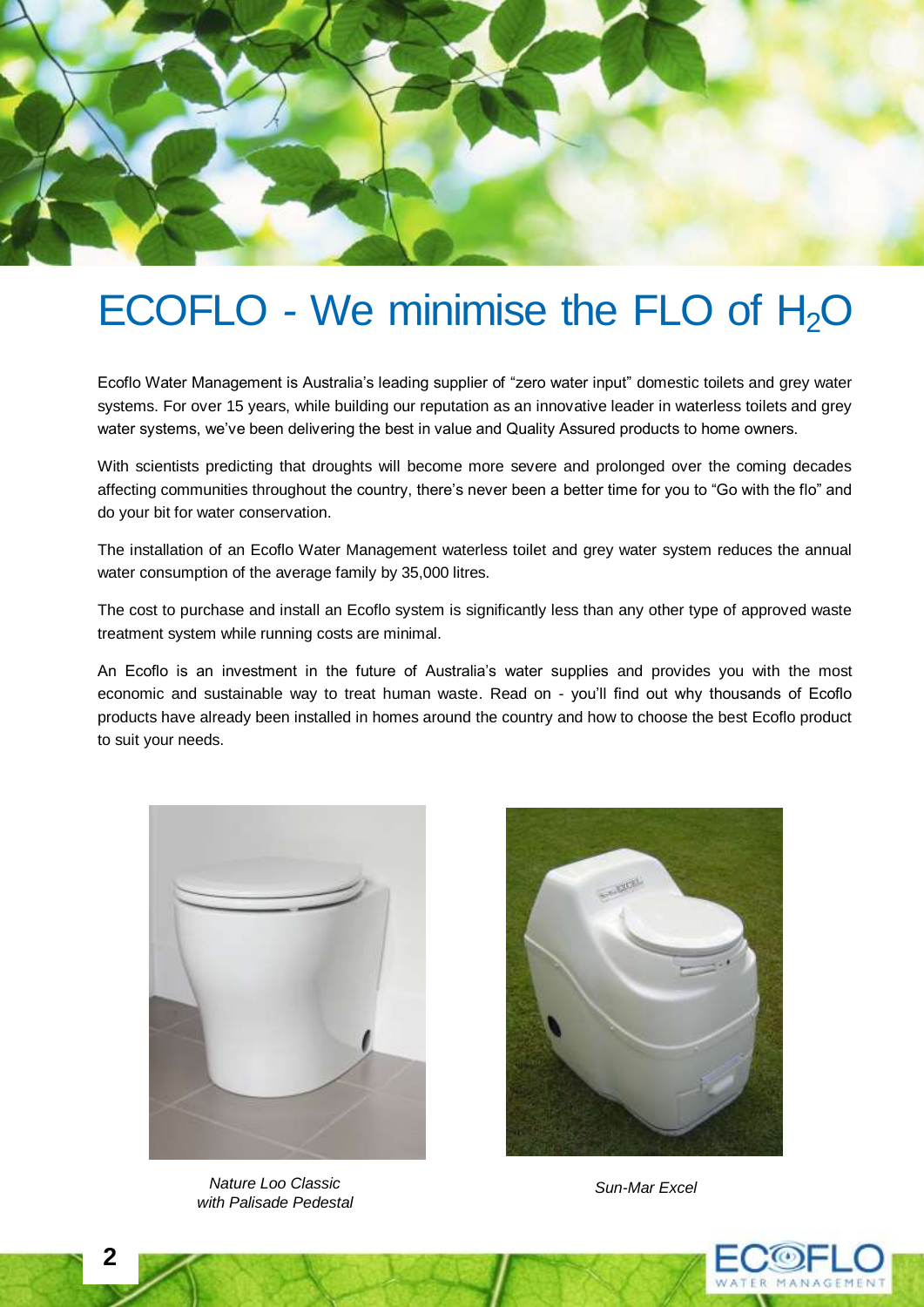# ECOFLO - We minimise the FLO of $H_2O$

Ecoflo Water Management is Australia's leading supplier of "zero water input" domestic toilets and grey water systems. For over 15 years, while building our reputation as an innovative leader in waterless toilets and grey water systems, we've been delivering the best in value and Quality Assured products to home owners.

With scientists predicting that droughts will become more severe and prolonged over the coming decades affecting communities throughout the country, there's never been a better time for you to "Go with the flo" and do your bit for water conservation.

The installation of an Ecoflo Water Management waterless toilet and grey water system reduces the annual water consumption of the average family by 35,000 litres.

The cost to purchase and install an Ecoflo system is significantly less than any other type of approved waste treatment system while running costs are minimal.

An Ecoflo is an investment in the future of Australia's water supplies and provides you with the most economic and sustainable way to treat human waste. Read on - you'll find out why thousands of Ecoflo products have already been installed in homes around the country and how to choose the best Ecoflo product to suit your needs.

*Nature Loo Classic with Palisade Pedestal*

*Sun-Mar Excel*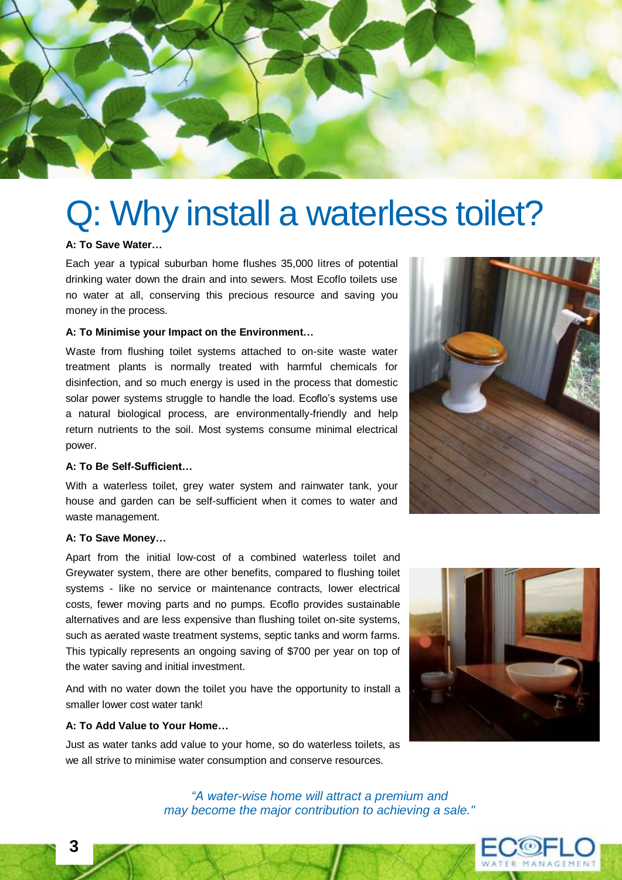# Q: Why install a waterless toilet?

**A: To Save Water…**

Each year a typical suburban home flushes 35,000 litres of potential drinking water down the drain and into sewers. Most Ecoflo toilets use no water at all, conserving this precious resource and saving you money in the process.

**A: To Minimise your Impact on the Environment…**

Waste from flushing toilet systems attached to on-site waste water treatment plants is normally treated with harmful chemicals for disinfection, and so much energy is used in the process that domestic solar power systems struggle to handle the load. Ecoflo's systems use a natural biological process, are environmentally-friendly and help return nutrients to the soil. Most systems consume minimal electrical power.

**A: To Be Self-Sufficient…**

With a waterless toilet, grey water system and rainwater tank, your house and garden can be self-sufficient when it comes to water and waste management.

**A: To Save Money…**

Apart from the initial low-cost of a combined waterless toilet and Greywater system, there are other benefits, compared to flushing toilet systems - like no service or maintenance contracts, lower electrical costs, fewer moving parts and no pumps. Ecoflo provides sustainable alternatives and are less expensive than flushing toilet on-site systems, such as aerated waste treatment systems, septic tanks and worm farms. This typically represents an ongoing saving of $700 per year on top of the water saving and initial investment.

And with no water down the toilet you have the opportunity to install a smaller lower cost water tank!

**A: To Add Value to Your Home…**

Just as water tanks add value to your home, so do waterless toilets, as we all strive to minimise water consumption and conserve resources.

*"A water-wise home will attract a premium and may become the major contribution to achieving a sale."*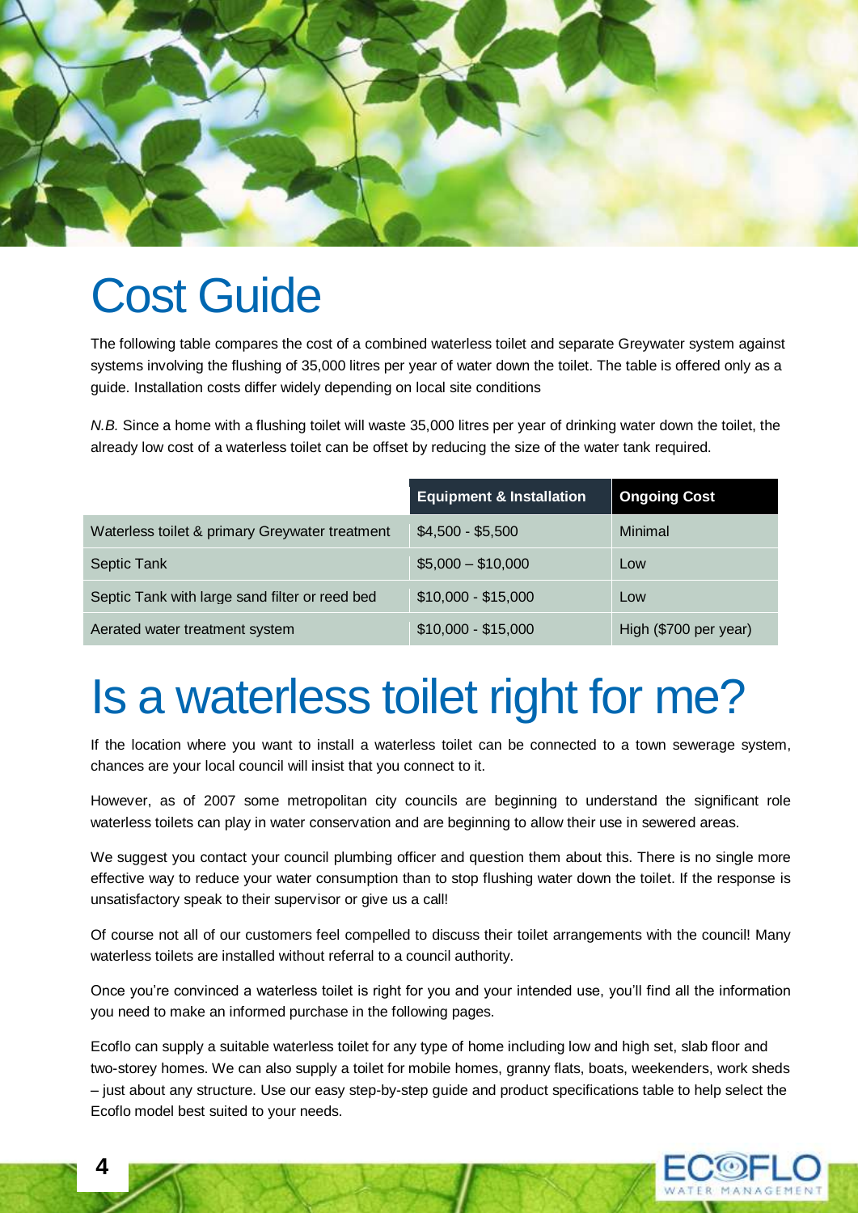# Cost Guide

The following table compares the cost of a combined waterless toilet and separate Greywater system against systems involving the flushing of 35,000 litres per year of water down the toilet. The table is offered only as a guide. Installation costs differ widely depending on local site conditions

*N.B.* Since a home with a flushing toilet will waste 35,000 litres per year of drinking water down the toilet, the already low cost of a waterless toilet can be offset by reducing the size of the water tank required.

| | Equipment & Installation | Ongoing Cost |
|---|---|---|
| Waterless toilet & primary Greywater treatment | $4,500 - $5,500 | Minimal |
| Septic Tank | $5,000 – $10,000 | Low |
| Septic Tank with large sand filter or reed bed | $10,000 - $15,000 | Low |
| Aerated water treatment system | $10,000 - $15,000 | High ($700 per year) |

# Is a waterless toilet right for me?

If the location where you want to install a waterless toilet can be connected to a town sewerage system, chances are your local council will insist that you connect to it.

However, as of 2007 some metropolitan city councils are beginning to understand the significant role waterless toilets can play in water conservation and are beginning to allow their use in sewered areas.

We suggest you contact your council plumbing officer and question them about this. There is no single more effective way to reduce your water consumption than to stop flushing water down the toilet. If the response is unsatisfactory speak to their supervisor or give us a call!

Of course not all of our customers feel compelled to discuss their toilet arrangements with the council! Many waterless toilets are installed without referral to a council authority.

Once you're convinced a waterless toilet is right for you and your intended use, you'll find all the information you need to make an informed purchase in the following pages.

Ecoflo can supply a suitable waterless toilet for any type of home including low and high set, slab floor and two-storey homes. We can also supply a toilet for mobile homes, granny flats, boats, weekenders, work sheds – just about any structure. Use our easy step-by-step guide and product specifications table to help select the Ecoflo model best suited to your needs.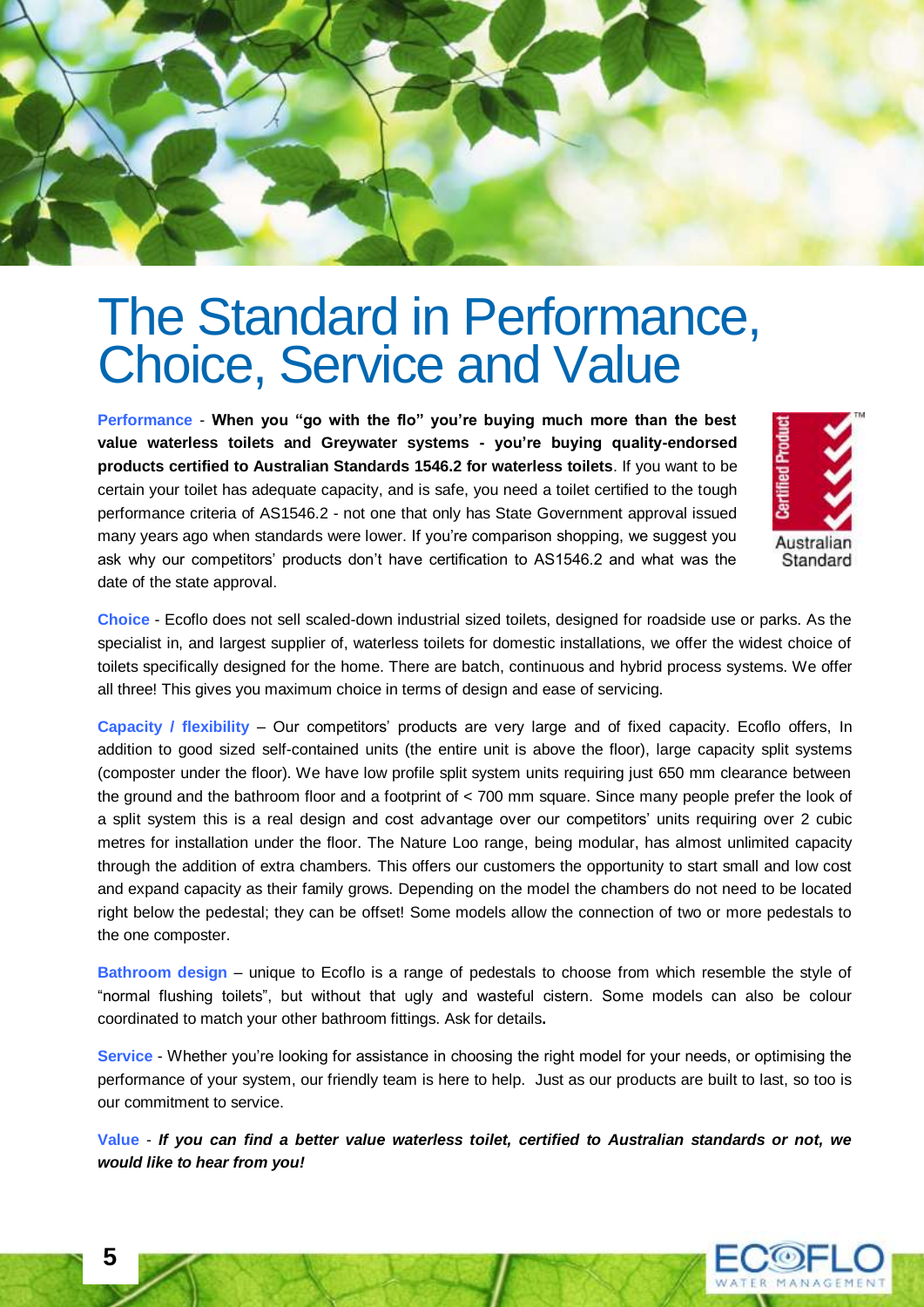# The Standard in Performance, Choice, Service and Value

**Performance** - **When you "go with the flo" you're buying much more than the best value waterless toilets and Greywater systems - you're buying quality-endorsed products certified to Australian Standards 1546.2 for waterless toilets**. If you want to be certain your toilet has adequate capacity, and is safe, you need a toilet certified to the tough performance criteria of AS1546.2 - not one that only has State Government approval issued many years ago when standards were lower. If you're comparison shopping, we suggest you ask why our competitors' products don't have certification to AS1546.2 and what was the date of the state approval.

**Choice** - Ecoflo does not sell scaled-down industrial sized toilets, designed for roadside use or parks. As the specialist in, and largest supplier of, waterless toilets for domestic installations, we offer the widest choice of toilets specifically designed for the home. There are batch, continuous and hybrid process systems. We offer all three! This gives you maximum choice in terms of design and ease of servicing.

**Capacity / flexibility** – Our competitors' products are very large and of fixed capacity. Ecoflo offers, In addition to good sized self-contained units (the entire unit is above the floor), large capacity split systems (composter under the floor). We have low profile split system units requiring just 650 mm clearance between the ground and the bathroom floor and a footprint of < 700 mm square. Since many people prefer the look of a split system this is a real design and cost advantage over our competitors' units requiring over 2 cubic metres for installation under the floor. The Nature Loo range, being modular, has almost unlimited capacity through the addition of extra chambers. This offers our customers the opportunity to start small and low cost and expand capacity as their family grows. Depending on the model the chambers do not need to be located right below the pedestal; they can be offset! Some models allow the connection of two or more pedestals to the one composter.

**Bathroom design** – unique to Ecoflo is a range of pedestals to choose from which resemble the style of "normal flushing toilets", but without that ugly and wasteful cistern. Some models can also be colour coordinated to match your other bathroom fittings. Ask for details.

**Service** - Whether you're looking for assistance in choosing the right model for your needs, or optimising the performance of your system, our friendly team is here to help. Just as our products are built to last, so too is our commitment to service.

**Value** - ***If you can find a better value waterless toilet, certified to Australian standards or not, we would like to hear from you!***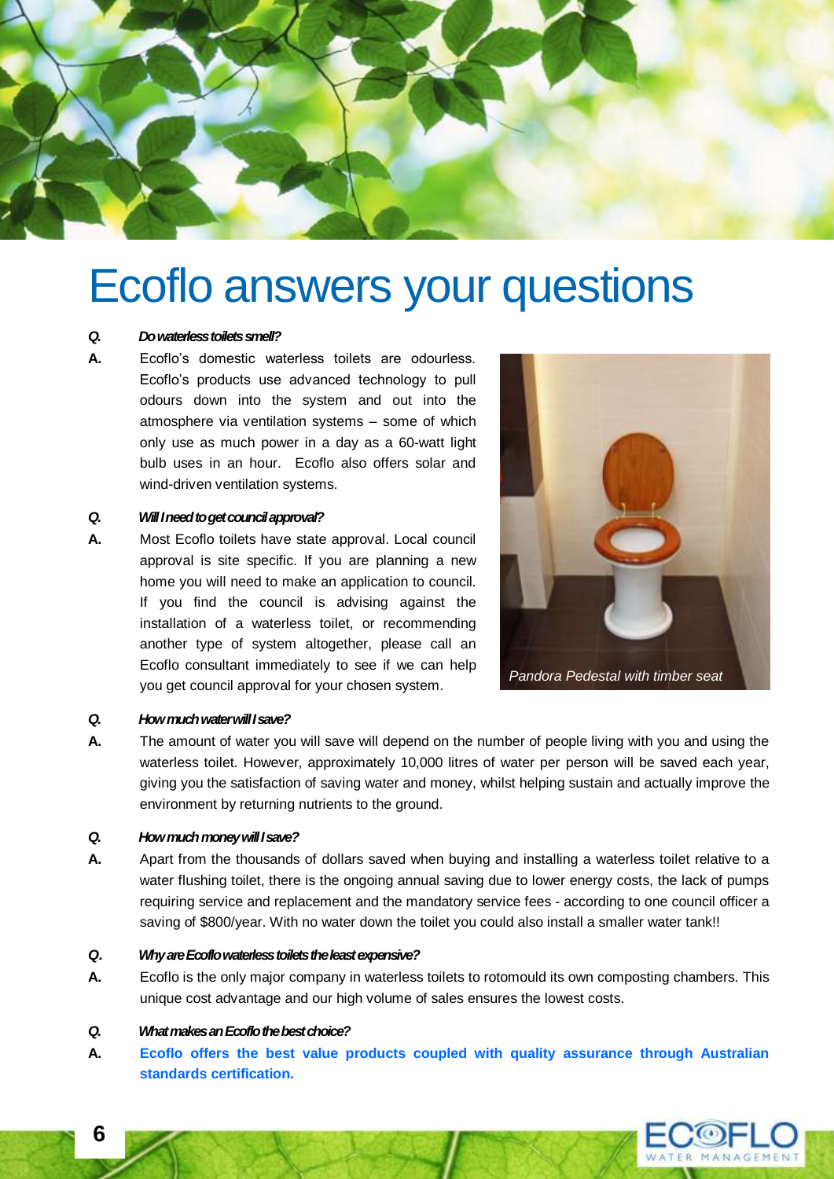# Ecoflo answers your questions

***Q. Do waterless toilets smell?***

**A.** Ecoflo's domestic waterless toilets are odourless. Ecoflo's products use advanced technology to pull odours down into the system and out into the atmosphere via ventilation systems – some of which only use as much power in a day as a 60-watt light bulb uses in an hour. Ecoflo also offers solar and wind-driven ventilation systems.

***Q. Will I need to get council approval?***

**A.** Most Ecoflo toilets have state approval. Local council approval is site specific. If you are planning a new home you will need to make an application to council. If you find the council is advising against the installation of a waterless toilet, or recommending another type of system altogether, please call an Ecoflo consultant immediately to see if we can help you get council approval for your chosen system.

*Pandora Pedestal with timber seat*

***Q. How much water will I save?***

**A.** The amount of water you will save will depend on the number of people living with you and using the waterless toilet. However, approximately 10,000 litres of water per person will be saved each year, giving you the satisfaction of saving water and money, whilst helping sustain and actually improve the environment by returning nutrients to the ground.

***Q. How much money will I save?***

**A.** Apart from the thousands of dollars saved when buying and installing a waterless toilet relative to a water flushing toilet, there is the ongoing annual saving due to lower energy costs, the lack of pumps requiring service and replacement and the mandatory service fees - according to one council officer a saving of $800/year. With no water down the toilet you could also install a smaller water tank!!

***Q. Why are Ecoflo waterless toilets the least expensive?***

**A.** Ecoflo is the only major company in waterless toilets to rotomould its own composting chambers. This unique cost advantage and our high volume of sales ensures the lowest costs.

***Q. What makes an Ecoflo the best choice?***

**A.** **Ecoflo offers the best value products coupled with quality assurance through Australian standards certification.**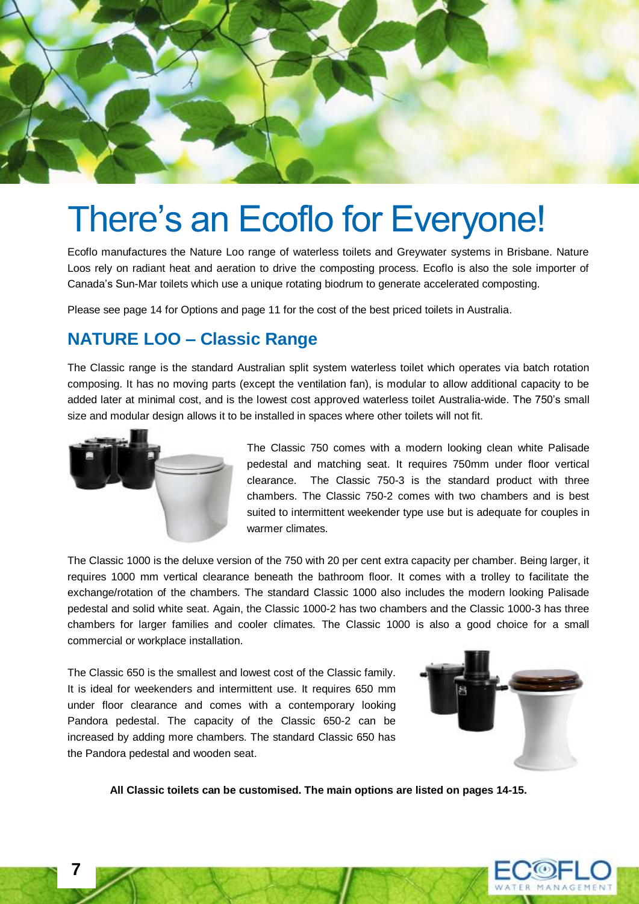# There's an Ecoflo for Everyone!

Ecoflo manufactures the Nature Loo range of waterless toilets and Greywater systems in Brisbane. Nature Loos rely on radiant heat and aeration to drive the composting process. Ecoflo is also the sole importer of Canada's Sun-Mar toilets which use a unique rotating biodrum to generate accelerated composting.

Please see page 14 for Options and page 11 for the cost of the best priced toilets in Australia.

## NATURE LOO – Classic Range

The Classic range is the standard Australian split system waterless toilet which operates via batch rotation composing. It has no moving parts (except the ventilation fan), is modular to allow additional capacity to be added later at minimal cost, and is the lowest cost approved waterless toilet Australia-wide. The 750's small size and modular design allows it to be installed in spaces where other toilets will not fit.

The Classic 750 comes with a modern looking clean white Palisade pedestal and matching seat. It requires 750mm under floor vertical clearance. The Classic 750-3 is the standard product with three chambers. The Classic 750-2 comes with two chambers and is best suited to intermittent weekender type use but is adequate for couples in warmer climates.

The Classic 1000 is the deluxe version of the 750 with 20 per cent extra capacity per chamber. Being larger, it requires 1000 mm vertical clearance beneath the bathroom floor. It comes with a trolley to facilitate the exchange/rotation of the chambers. The standard Classic 1000 also includes the modern looking Palisade pedestal and solid white seat. Again, the Classic 1000-2 has two chambers and the Classic 1000-3 has three chambers for larger families and cooler climates. The Classic 1000 is also a good choice for a small commercial or workplace installation.

The Classic 650 is the smallest and lowest cost of the Classic family. It is ideal for weekenders and intermittent use. It requires 650 mm under floor clearance and comes with a contemporary looking Pandora pedestal. The capacity of the Classic 650-2 can be increased by adding more chambers. The standard Classic 650 has the Pandora pedestal and wooden seat.

**All Classic toilets can be customised. The main options are listed on pages 14-15.**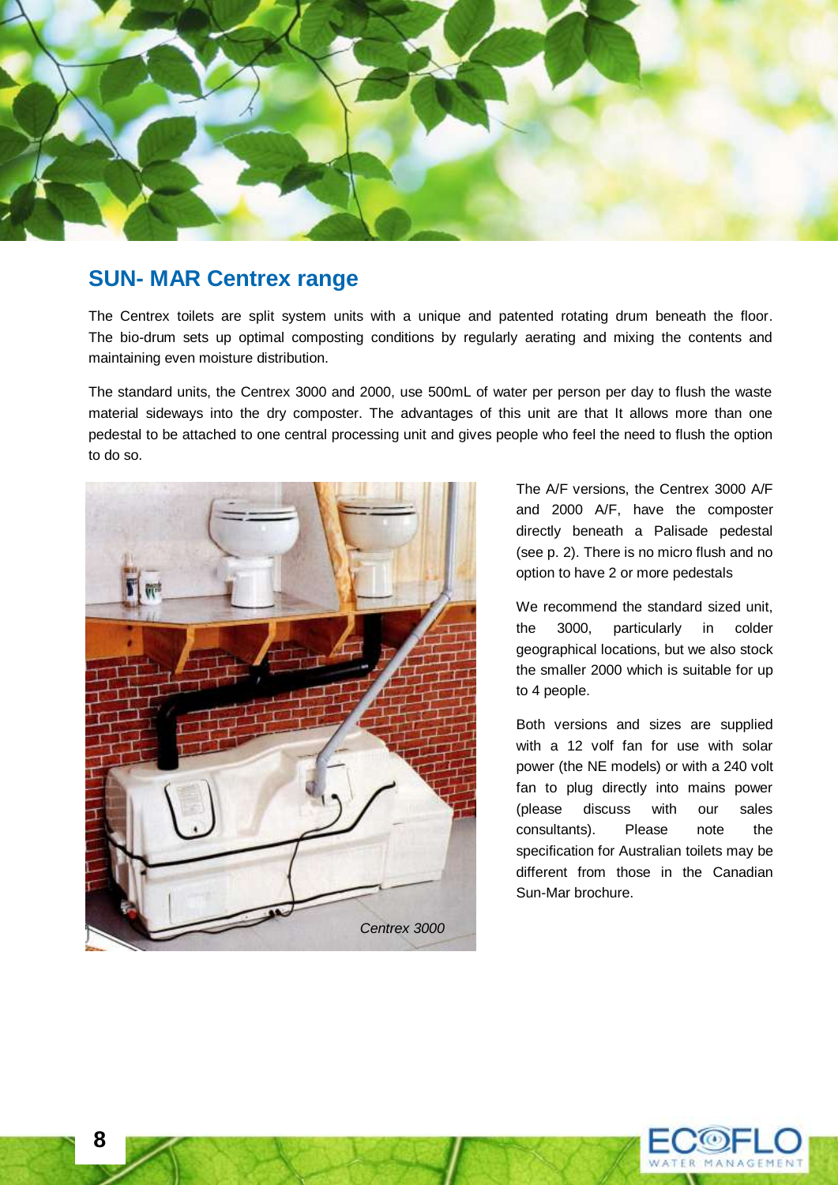## SUN- MAR Centrex range

The Centrex toilets are split system units with a unique and patented rotating drum beneath the floor. The bio-drum sets up optimal composting conditions by regularly aerating and mixing the contents and maintaining even moisture distribution.

The standard units, the Centrex 3000 and 2000, use 500mL of water per person per day to flush the waste material sideways into the dry composter. The advantages of this unit are that It allows more than one pedestal to be attached to one central processing unit and gives people who feel the need to flush the option to do so.

*Centrex 3000*

The A/F versions, the Centrex 3000 A/F and 2000 A/F, have the composter directly beneath a Palisade pedestal (see p. 2). There is no micro flush and no option to have 2 or more pedestals

We recommend the standard sized unit, the 3000, particularly in colder geographical locations, but we also stock the smaller 2000 which is suitable for up to 4 people.

Both versions and sizes are supplied with a 12 volf fan for use with solar power (the NE models) or with a 240 volt fan to plug directly into mains power (please discuss with our sales consultants). Please note the specification for Australian toilets may be different from those in the Canadian Sun-Mar brochure.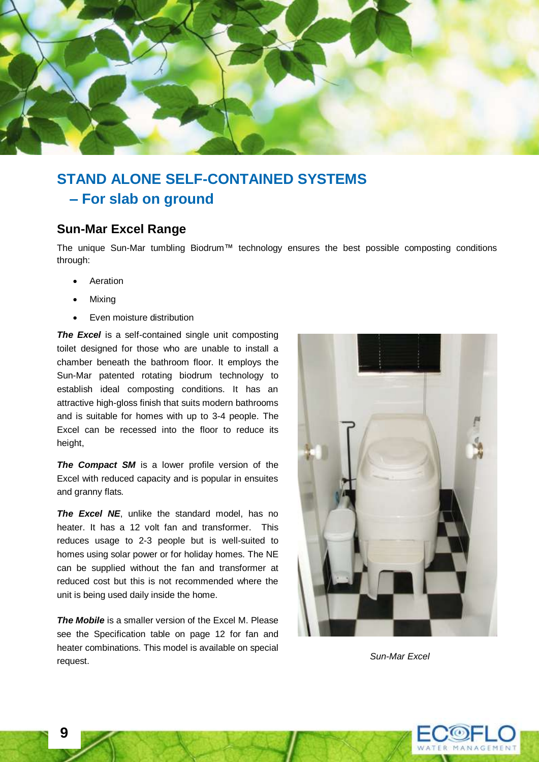# STAND ALONE SELF-CONTAINED SYSTEMS
## – For slab on ground

### Sun-Mar Excel Range

The unique Sun-Mar tumbling Biodrum™ technology ensures the best possible composting conditions through:

- Aeration
- Mixing
- Even moisture distribution

***The Excel*** is a self-contained single unit composting toilet designed for those who are unable to install a chamber beneath the bathroom floor. It employs the Sun-Mar patented rotating biodrum technology to establish ideal composting conditions. It has an attractive high-gloss finish that suits modern bathrooms and is suitable for homes with up to 3-4 people. The Excel can be recessed into the floor to reduce its height,

***The Compact SM*** is a lower profile version of the Excel with reduced capacity and is popular in ensuites and granny flats.

***The Excel NE***, unlike the standard model, has no heater. It has a 12 volt fan and transformer. This reduces usage to 2-3 people but is well-suited to homes using solar power or for holiday homes. The NE can be supplied without the fan and transformer at reduced cost but this is not recommended where the unit is being used daily inside the home.

***The Mobile*** is a smaller version of the Excel M. Please see the Specification table on page 12 for fan and heater combinations. This model is available on special request.

*Sun-Mar Excel*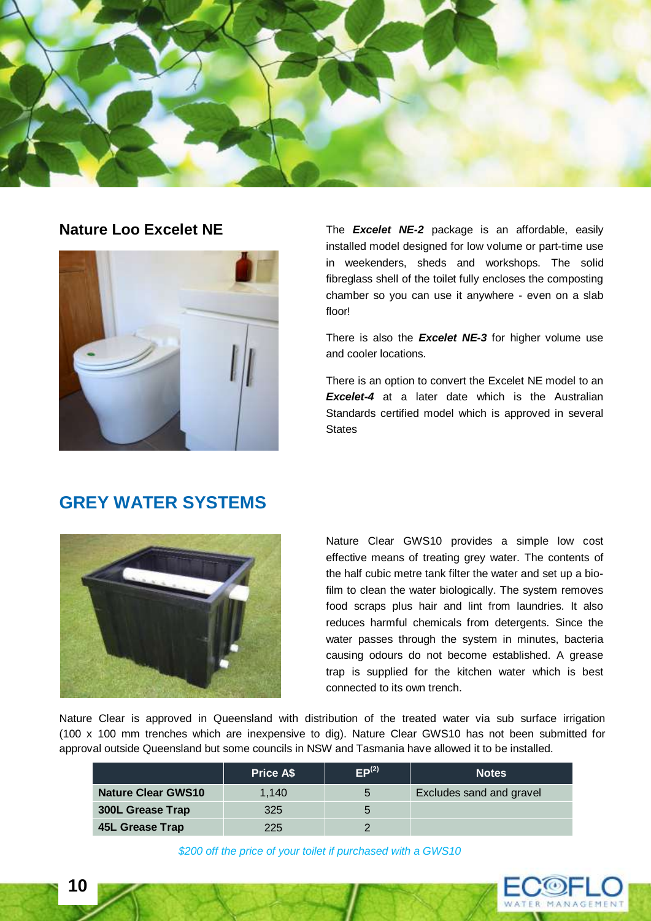## Nature Loo Excelet NE

The ***Excelet NE-2*** package is an affordable, easily installed model designed for low volume or part-time use in weekenders, sheds and workshops. The solid fibreglass shell of the toilet fully encloses the composting chamber so you can use it anywhere - even on a slab floor!

There is also the ***Excelet NE-3*** for higher volume use and cooler locations.

There is an option to convert the Excelet NE model to an ***Excelet-4*** at a later date which is the Australian Standards certified model which is approved in several States

## GREY WATER SYSTEMS

Nature Clear GWS10 provides a simple low cost effective means of treating grey water. The contents of the half cubic metre tank filter the water and set up a bio-film to clean the water biologically. The system removes food scraps plus hair and lint from laundries. It also reduces harmful chemicals from detergents. Since the water passes through the system in minutes, bacteria causing odours do not become established. A grease trap is supplied for the kitchen water which is best connected to its own trench.

Nature Clear is approved in Queensland with distribution of the treated water via sub surface irrigation (100 x 100 mm trenches which are inexpensive to dig). Nature Clear GWS10 has not been submitted for approval outside Queensland but some councils in NSW and Tasmania have allowed it to be installed.

| | Price A$ | EP[2] | Notes |
|---|---|---|---|
| **Nature Clear GWS10** | 1,140 | 5 | Excludes sand and gravel |
| **300L Grease Trap** | 325 | 5 | |
| **45L Grease Trap** | 225 | 2 | |

*$200 off the price of your toilet if purchased with a GWS10*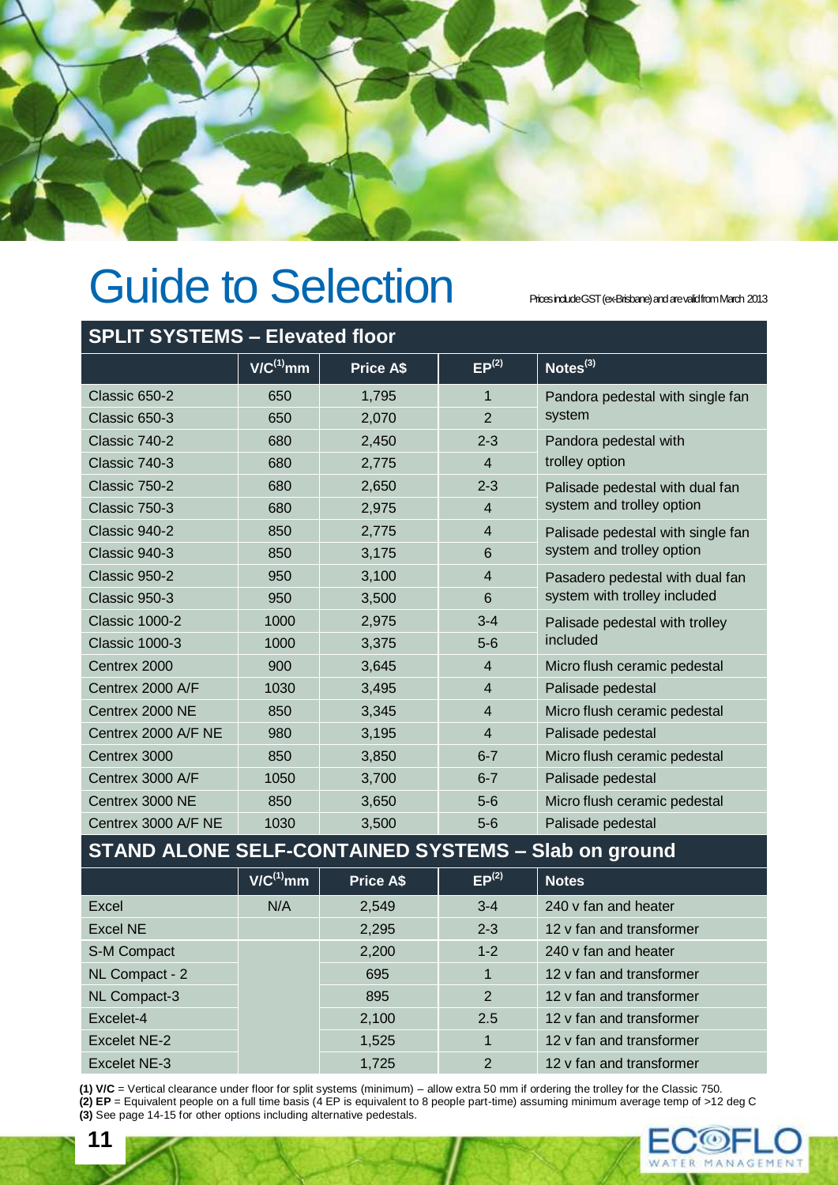# Guide to Selection

Prices include GST (ex-Brisbane) and are valid from March 2013

## SPLIT SYSTEMS – Elevated floor

| | V/C[1] mm | Price A$ | EP[2] | Notes[3] |
|---|---|---|---|---|
| Classic 650-2 | 650 | 1,795 | 1 | Pandora pedestal with single fan system |
| Classic 650-3 | 650 | 2,070 | 2 | |
| Classic 740-2 | 680 | 2,450 | 2-3 | Pandora pedestal with trolley option |
| Classic 740-3 | 680 | 2,775 | 4 | |
| Classic 750-2 | 680 | 2,650 | 2-3 | Palisade pedestal with dual fan system and trolley option |
| Classic 750-3 | 680 | 2,975 | 4 | |
| Classic 940-2 | 850 | 2,775 | 4 | Palisade pedestal with single fan system and trolley option |
| Classic 940-3 | 850 | 3,175 | 6 | |
| Classic 950-2 | 950 | 3,100 | 4 | Pasadero pedestal with dual fan system with trolley included |
| Classic 950-3 | 950 | 3,500 | 6 | |
| Classic 1000-2 | 1000 | 2,975 | 3-4 | Palisade pedestal with trolley included |
| Classic 1000-3 | 1000 | 3,375 | 5-6 | |
| Centrex 2000 | 900 | 3,645 | 4 | Micro flush ceramic pedestal |
| Centrex 2000 A/F | 1030 | 3,495 | 4 | Palisade pedestal |
| Centrex 2000 NE | 850 | 3,345 | 4 | Micro flush ceramic pedestal |
| Centrex 2000 A/F NE | 980 | 3,195 | 4 | Palisade pedestal |
| Centrex 3000 | 850 | 3,850 | 6-7 | Micro flush ceramic pedestal |
| Centrex 3000 A/F | 1050 | 3,700 | 6-7 | Palisade pedestal |
| Centrex 3000 NE | 850 | 3,650 | 5-6 | Micro flush ceramic pedestal |
| Centrex 3000 A/F NE | 1030 | 3,500 | 5-6 | Palisade pedestal |

## STAND ALONE SELF-CONTAINED SYSTEMS – Slab on ground

| | V/C[1] mm | Price A$ | EP[2] | Notes |
|---|---|---|---|---|
| Excel | N/A | 2,549 | 3-4 | 240 v fan and heater |
| Excel NE | | 2,295 | 2-3 | 12 v fan and transformer |
| S-M Compact | | 2,200 | 1-2 | 240 v fan and heater |
| NL Compact - 2 | | 695 | 1 | 12 v fan and transformer |
| NL Compact-3 | | 895 | 2 | 12 v fan and transformer |
| Excelet-4 | | 2,100 | 2.5 | 12 v fan and transformer |
| Excelet NE-2 | | 1,525 | 1 | 12 v fan and transformer |
| Excelet NE-3 | | 1,725 | 2 | 12 v fan and transformer |

**(1) V/C** = Vertical clearance under floor for split systems (minimum) – allow extra 50 mm if ordering the trolley for the Classic 750.
**(2) EP** = Equivalent people on a full time basis (4 EP is equivalent to 8 people part-time) assuming minimum average temp of >12 deg C
**(3)** See page 14-15 for other options including alternative pedestals.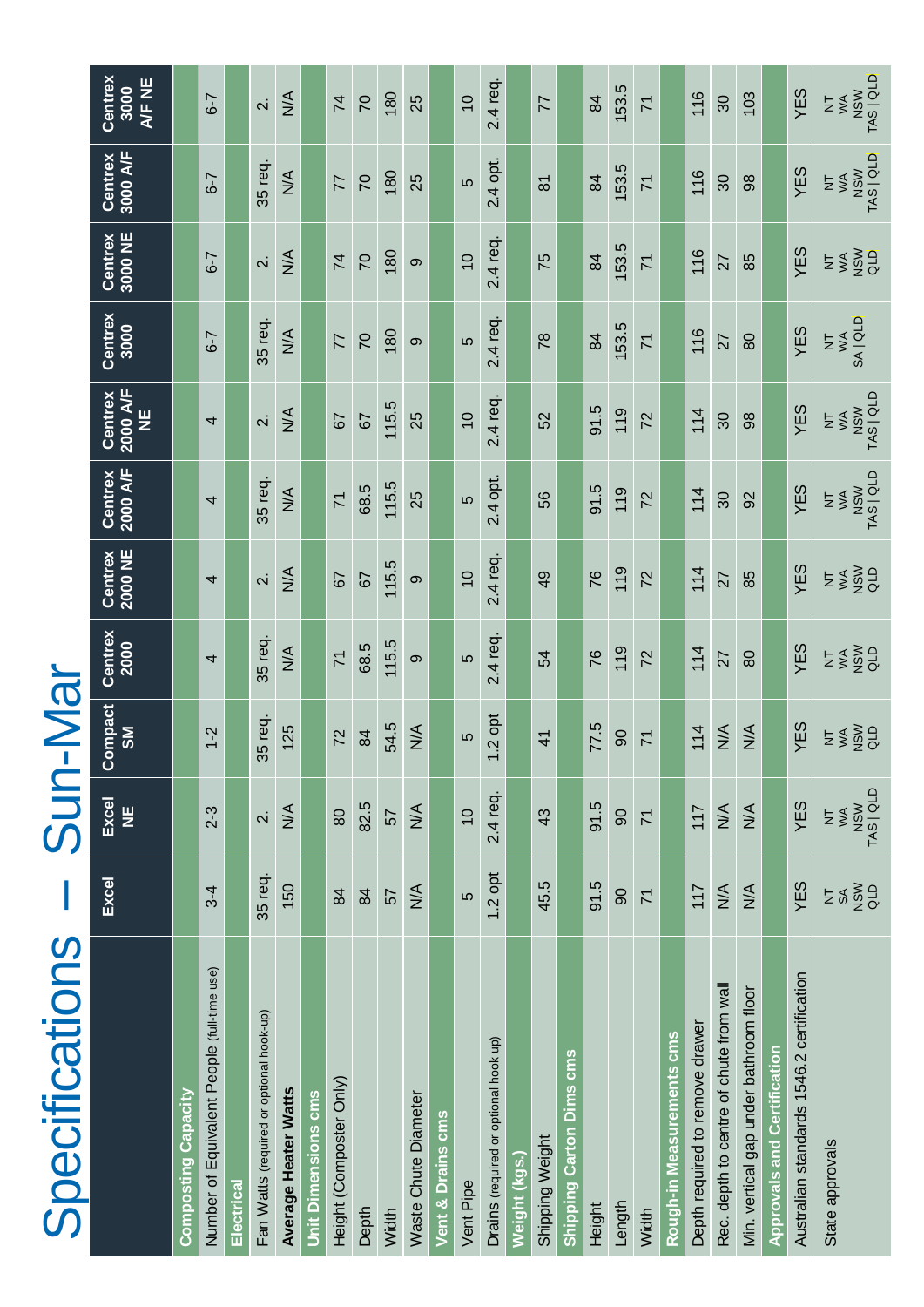# Specifications – Sun-Mar

| | Excel | Excel NE | Compact SM | Centrex 2000 | Centrex 2000 NE | Centrex 2000 A/F | Centrex 2000 A/F NE | Centrex 3000 | Centrex 3000 NE | Centrex 3000 A/F | Centrex 3000 A/F NE |
|---|---|---|---|---|---|---|---|---|---|---|---|
| **Composting Capacity** | | | | | | | | | | | |
| Number of Equivalent People (full-time use) | 3-4 | 2-3 | 1-2 | 4 | 4 | 4 | 4 | 6-7 | 6-7 | 6-7 | 6-7 |
| **Electrical** | | | | | | | | | | | |
| Fan Watts (required or optional hook-up) | 35 req. | 2. | 35 req. | 35 req. | 2. | 35 req. | 2. | 35 req. | 2. | 35 req. | 2. |
| **Average Heater Watts** | 150 | N/A | 125 | N/A | N/A | N/A | N/A | N/A | N/A | N/A | N/A |
| **Unit Dimensions cms** | | | | | | | | | | | |
| Height (Composter Only) | 84 | 80 | 72 | 71 | 67 | 71 | 67 | 77 | 74 | 77 | 74 |
| Depth | 84 | 82.5 | 84 | 68.5 | 67 | 68.5 | 67 | 70 | 70 | 70 | 70 |
| Width | 57 | 57 | 54.5 | 115.5 | 115.5 | 115.5 | 115.5 | 180 | 180 | 180 | 180 |
| Waste Chute Diameter | N/A | N/A | N/A | 9 | 9 | 25 | 25 | 9 | 9 | 25 | 25 |
| **Vent & Drains cms** | | | | | | | | | | | |
| Vent Pipe | 5 | 10 | 5 | 5 | 10 | 5 | 10 | 5 | 10 | 5 | 10 |
| Drains (required or optional hook up) | 1.2 opt | 2.4 req. | 1.2 opt | 2.4 req. | 2.4 req. | 2.4 opt. | 2.4 req. | 2.4 req. | 2.4 req. | 2.4 opt. | 2.4 req. |
| **Weight (kgs.)** | | | | | | | | | | | |
| Shipping Weight | 45.5 | 43 | 41 | 54 | 49 | 56 | 52 | 78 | 75 | 81 | 77 |
| **Shipping Carton Dims cms** | | | | | | | | | | | |
| Height | 91.5 | 91.5 | 77.5 | 76 | 76 | 91.5 | 91.5 | 84 | 84 | 84 | 84 |
| Length | 90 | 90 | 90 | 119 | 119 | 119 | 119 | 153.5 | 153.5 | 153.5 | 153.5 |
| Width | 71 | 71 | 71 | 72 | 72 | 72 | 72 | 71 | 71 | 71 | 71 |
| **Rough-in Measurements cms** | | | | | | | | | | | |
| Depth required to remove drawer | 117 | 117 | 114 | 114 | 114 | 114 | 114 | 116 | 116 | 116 | 116 |
| Rec. depth to centre of chute from wall | N/A | N/A | N/A | 27 | 27 | 30 | 30 | 27 | 27 | 30 | 30 |
| Min. vertical gap under bathroom floor | N/A | N/A | N/A | 80 | 85 | 92 | 98 | 80 | 85 | 98 | 103 |
| **Approvals and Certification** | | | | | | | | | | | |
| Australian standards 1546.2 certification | YES | YES | YES | YES | YES | YES | YES | YES | YES | YES | YES |
| State approvals | NT SA NSW QLD | NT WA NSW TAS \| QLD | NT WA NSW QLD | NT WA NSW QLD | NT WA NSW QLD | NT WA NSW TAS \| QLD | NT WA NSW TAS \| QLD | NT WA SA \| QLD | NT WA NSW QLD | NT WA NSW TAS \| QLD | NT WA NSW TAS \| QLD |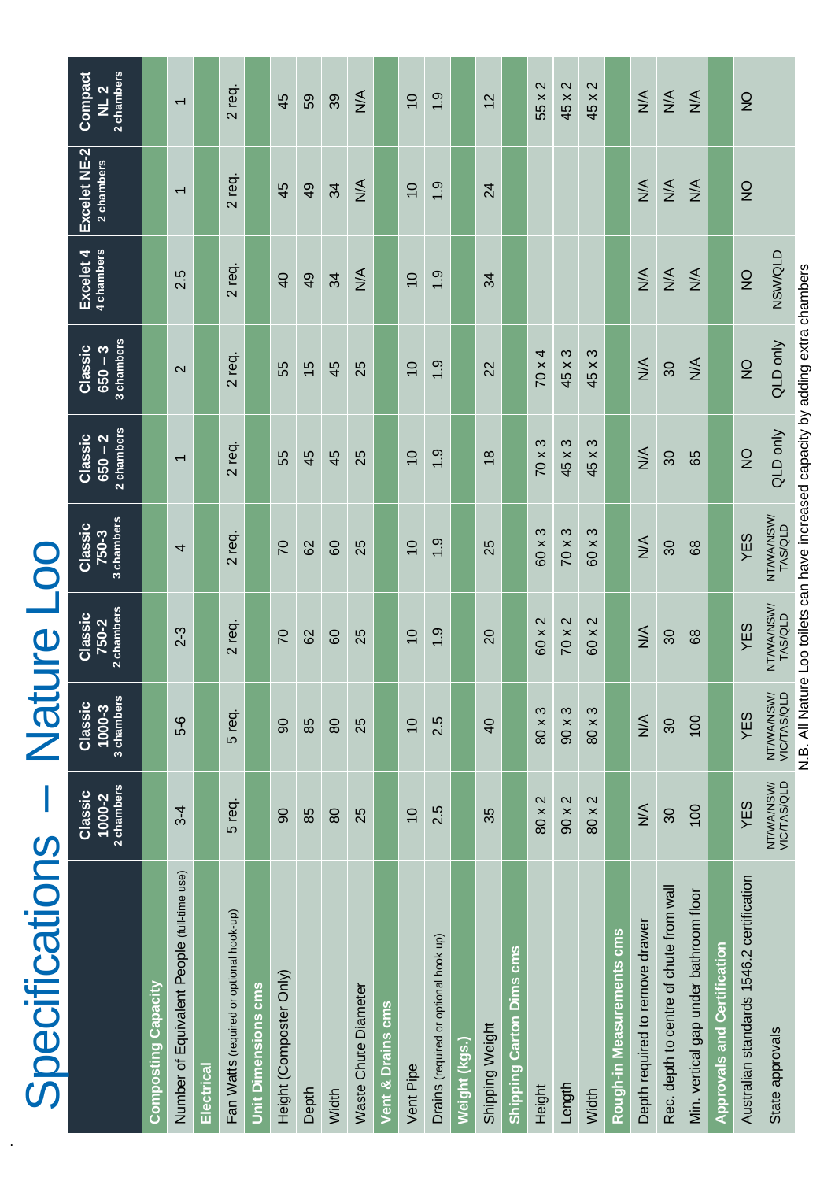# Specifications – Nature Loo

| | Classic 1000-2 2 chambers | Classic 1000-3 3 chambers | Classic 750-2 2 chambers | Classic 750-3 3 chambers | Classic 650 – 2 2 chambers | Classic 650 – 3 3 chambers | Excelet 4 4 chambers | Excelet NE-2 2 chambers | Compact NL 2 2 chambers |
|---|---|---|---|---|---|---|---|---|---|
| **Composting Capacity** | | | | | | | | | |
| Number of Equivalent People (full-time use) | 3-4 | 5-6 | 2-3 | 4 | 1 | 2 | 2.5 | 1 | 1 |
| **Electrical** | | | | | | | | | |
| Fan Watts (required or optional hook-up) | 5 req. | 5 req. | 2 req. | 2 req. | 2 req. | 2 req. | 2 req. | 2 req. | 2 req. |
| **Unit Dimensions cms** | | | | | | | | | |
| Height (Composter Only) | 90 | 90 | 70 | 70 | 55 | 55 | 40 | 45 | 45 |
| Depth | 85 | 85 | 62 | 62 | 45 | 15 | 49 | 49 | 59 |
| Width | 80 | 80 | 60 | 60 | 45 | 45 | 34 | 34 | 39 |
| Waste Chute Diameter | 25 | 25 | 25 | 25 | 25 | 25 | N/A | N/A | N/A |
| **Vent & Drains cms** | | | | | | | | | |
| Vent Pipe | 10 | 10 | 10 | 10 | 10 | 10 | 10 | 10 | 10 |
| Drains (required or optional hook up) | 2.5 | 2.5 | 1.9 | 1.9 | 1.9 | 1.9 | 1.9 | 1.9 | 1.9 |
| **Weight (kgs.)** | | | | | | | | | |
| Shipping Weight | 35 | 40 | 20 | 25 | 18 | 22 | 34 | 24 | 12 |
| **Shipping Carton Dims cms** | | | | | | | | | |
| Height | 80 x 2 | 80 x 3 | 60 x 2 | 60 x 3 | 70 x 3 | 70 x 4 | | | 55 x 2 |
| Length | 90 x 2 | 90 x 3 | 70 x 2 | 70 x 3 | 45 x 3 | 45 x 3 | | | 45 x 2 |
| Width | 80 x 2 | 80 x 3 | 60 x 2 | 60 x 3 | 45 x 3 | 45 x 3 | | | 45 x 2 |
| **Rough-in Measurements cms** | | | | | | | | | |
| Depth required to remove drawer | N/A | N/A | N/A | N/A | N/A | N/A | N/A | N/A | N/A |
| Rec. depth to centre of chute from wall | 30 | 30 | 30 | 30 | 30 | 30 | N/A | N/A | N/A |
| Min. vertical gap under bathroom floor | 100 | 100 | 68 | 68 | 65 | N/A | N/A | N/A | N/A |
| **Approvals and Certification** | | | | | | | | | |
| Australian standards 1546.2 certification | YES | YES | YES | YES | NO | NO | NO | NO | NO |
| State approvals | NT/WA/NSW/ VIC/TAS/QLD | NT/WA/NSW/ VIC/TAS/QLD | NT/WA/NSW/ TAS/QLD | NT/WA/NSW/ TAS/QLD | QLD only | QLD only | NSW/QLD | | |

N.B. All Nature Loo toilets can have increased capacity by adding extra chambers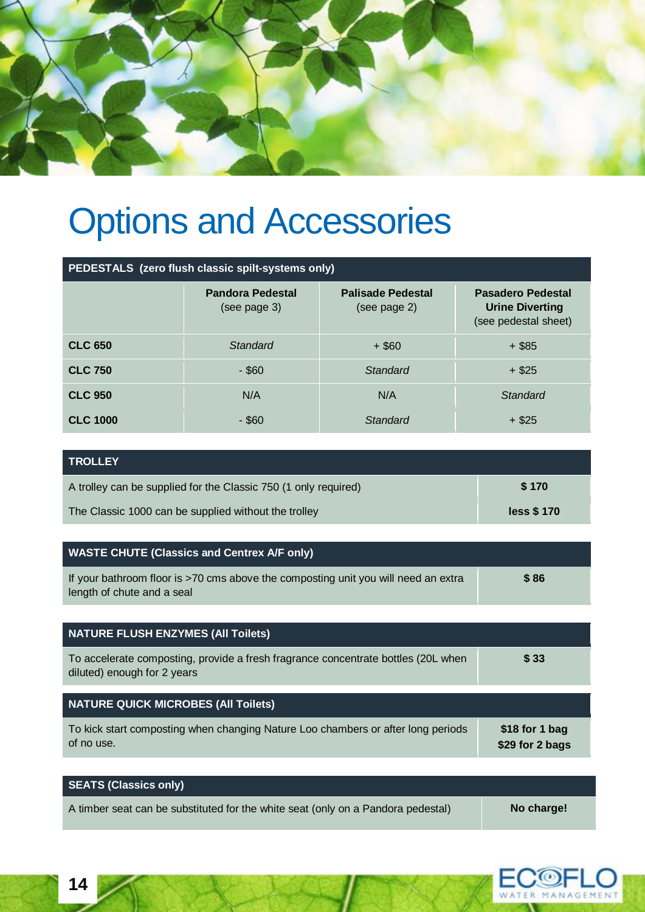# Options and Accessories

| PEDESTALS (zero flush classic spilt-systems only) | | | |
|---|---|---|---|
| | **Pandora Pedestal** (see page 3) | **Palisade Pedestal** (see page 2) | **Pasadero Pedestal Urine Diverting** (see pedestal sheet) |
| **CLC 650** | *Standard* | + $60 | + $85 |
| **CLC 750** | - $60 | *Standard* | + $25 |
| **CLC 950** | N/A | N/A | *Standard* |
| **CLC 1000** | - $60 | *Standard* | + $25 |

| TROLLEY | |
|---|---|
| A trolley can be supplied for the Classic 750 (1 only required) | **$ 170** |
| The Classic 1000 can be supplied without the trolley | **less $ 170** |

| WASTE CHUTE (Classics and Centrex A/F only) | |
|---|---|
| If your bathroom floor is >70 cms above the composting unit you will need an extra length of chute and a seal | **$ 86** |

| NATURE FLUSH ENZYMES (All Toilets) | |
|---|---|
| To accelerate composting, provide a fresh fragrance concentrate bottles (20L when diluted) enough for 2 years | **$ 33** |

| NATURE QUICK MICROBES (All Toilets) | |
|---|---|
| To kick start composting when changing Nature Loo chambers or after long periods of no use. | **$18 for 1 bag**<br>**$29 for 2 bags** |

| SEATS (Classics only) | |
|---|---|
| A timber seat can be substituted for the white seat (only on a Pandora pedestal) | **No charge!** |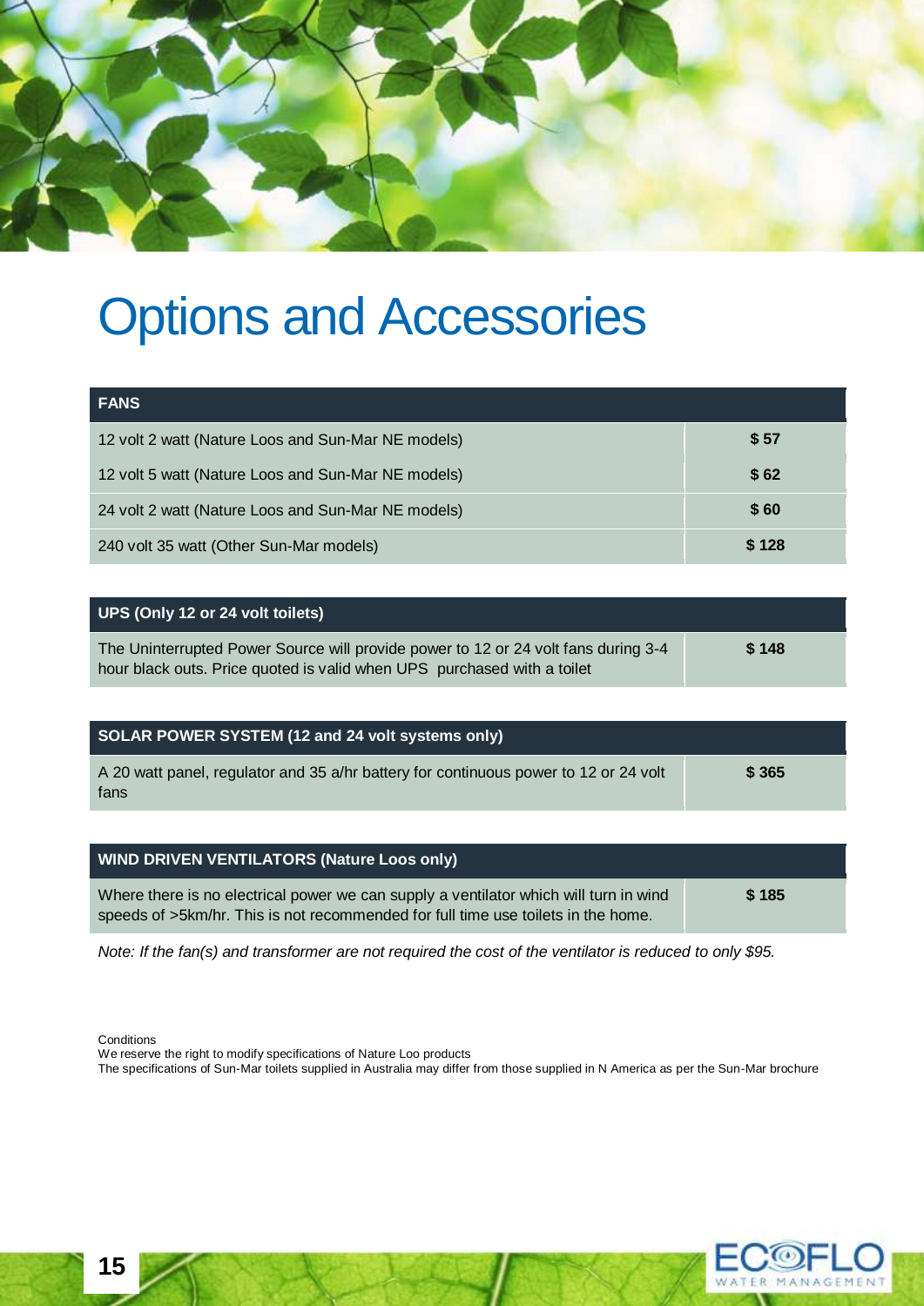# Options and Accessories

| FANS | |
|---|---|
| 12 volt 2 watt (Nature Loos and Sun-Mar NE models) | **$ 57** |
| 12 volt 5 watt (Nature Loos and Sun-Mar NE models) | **$ 62** |
| 24 volt 2 watt (Nature Loos and Sun-Mar NE models) | **$ 60** |
| 240 volt 35 watt (Other Sun-Mar models) | **$ 128** |

| UPS (Only 12 or 24 volt toilets) | |
|---|---|
| The Uninterrupted Power Source will provide power to 12 or 24 volt fans during 3-4 hour black outs. Price quoted is valid when UPS purchased with a toilet | **$ 148** |

| SOLAR POWER SYSTEM (12 and 24 volt systems only) | |
|---|---|
| A 20 watt panel, regulator and 35 a/hr battery for continuous power to 12 or 24 volt fans | **$ 365** |

| WIND DRIVEN VENTILATORS (Nature Loos only) | |
|---|---|
| Where there is no electrical power we can supply a ventilator which will turn in wind speeds of >5km/hr. This is not recommended for full time use toilets in the home. | **$ 185** |

*Note: If the fan(s) and transformer are not required the cost of the ventilator is reduced to only $95.*

Conditions
We reserve the right to modify specifications of Nature Loo products
The specifications of Sun-Mar toilets supplied in Australia may differ from those supplied in N America as per the Sun-Mar brochure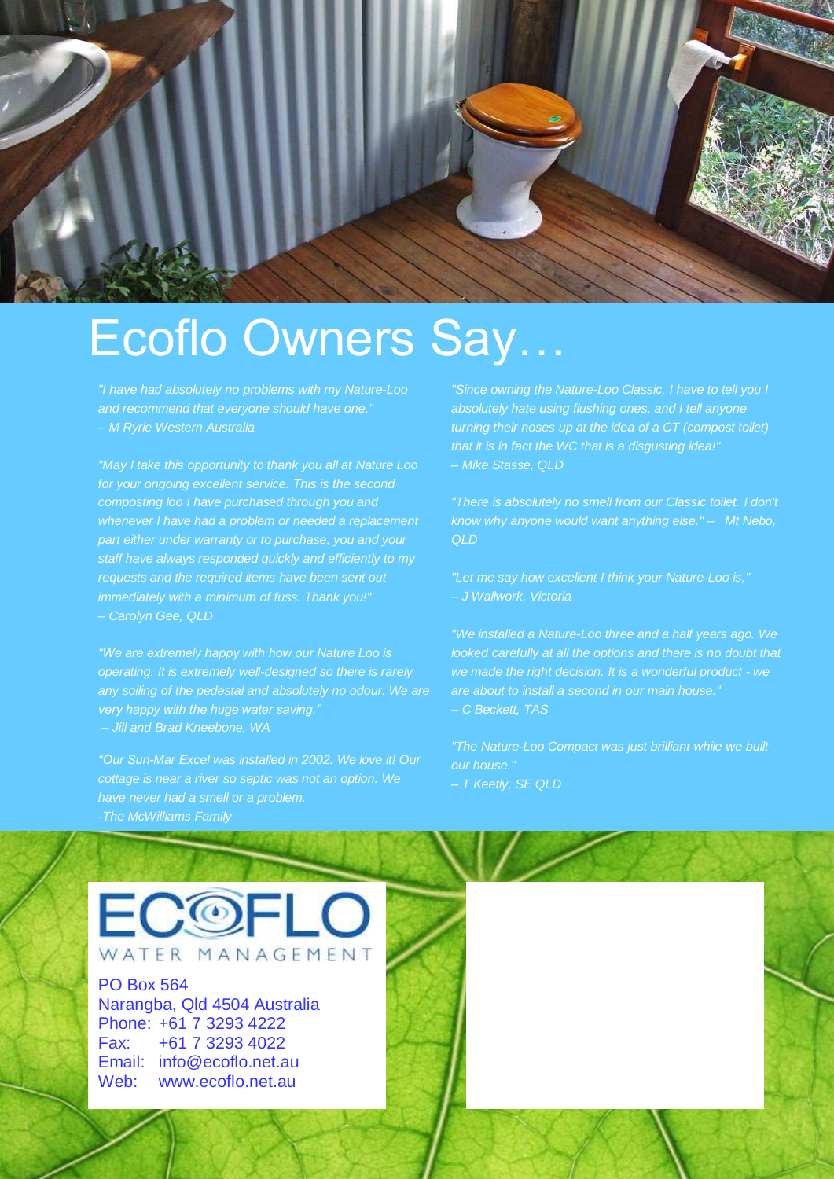# Ecoflo Owners Say…

*"I have had absolutely no problems with my Nature-Loo and recommend that everyone should have one." – M Ryrie Western Australia*

*"May I take this opportunity to thank you all at Nature Loo for your ongoing excellent service. This is the second composting loo I have purchased through you and whenever I have had a problem or needed a replacement part either under warranty or to purchase, you and your staff have always responded quickly and efficiently to my requests and the required items have been sent out immediately with a minimum of fuss. Thank you!" – Carolyn Gee, QLD*

*"We are extremely happy with how our Nature Loo is operating. It is extremely well-designed so there is rarely any soiling of the pedestal and absolutely no odour. We are very happy with the huge water saving." – Jill and Brad Kneebone, WA*

*"Our Sun-Mar Excel was installed in 2002. We love it! Our cottage is near a river so septic was not an option. We have never had a smell or a problem. -The McWilliams Family*

*"Since owning the Nature-Loo Classic, I have to tell you I absolutely hate using flushing ones, and I tell anyone turning their noses up at the idea of a CT (compost toilet) that it is in fact the WC that is a disgusting idea!" – Mike Stasse, QLD*

*"There is absolutely no smell from our Classic toilet. I don't know why anyone would want anything else." – Mt Nebo, QLD*

*"Let me say how excellent I think your Nature-Loo is," – J Wallwork, Victoria*

*"We installed a Nature-Loo three and a half years ago. We looked carefully at all the options and there is no doubt that we made the right decision. It is a wonderful product - we are about to install a second in our main house." – C Beckett, TAS*

*"The Nature-Loo Compact was just brilliant while we built our house." – T Keetly, SE QLD*

ECOFLO WATER MANAGEMENT

PO Box 564
Narangba, Qld 4504 Australia
Phone: +61 7 3293 4222
Fax: +61 7 3293 4022
Email: info@ecoflo.net.au
Web: www.ecoflo.net.au